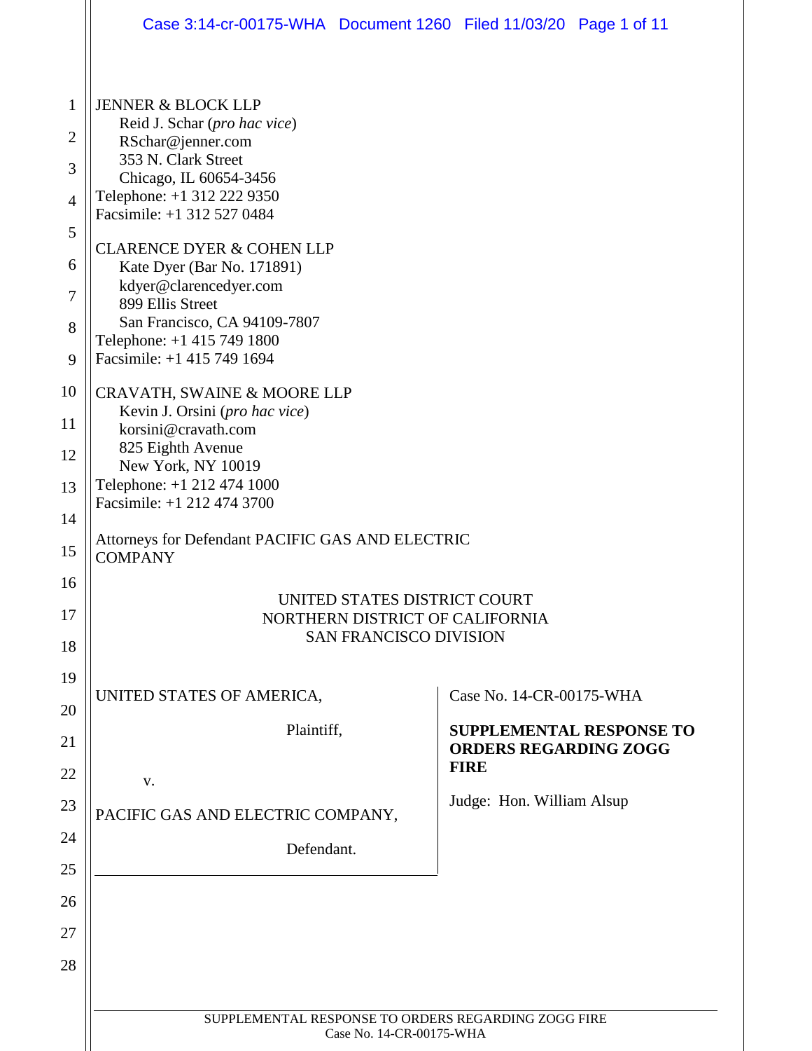JENNER & BLOCK LLP
Reid J. Schar (*pro hac vice*)
RSchar@jenner.com
353 N. Clark Street
Chicago, IL 60654-3456
Telephone: +1 312 222 9350
Facsimile: +1 312 527 0484

CLARENCE DYER & COHEN LLP
Kate Dyer (Bar No. 171891)
kdyer@clarencedyer.com
899 Ellis Street
San Francisco, CA 94109-7807
Telephone: +1 415 749 1800
Facsimile: +1 415 749 1694

CRAVATH, SWAINE & MOORE LLP
Kevin J. Orsini (*pro hac vice*)
korsini@cravath.com
825 Eighth Avenue
New York, NY 10019
Telephone: +1 212 474 1000
Facsimile: +1 212 474 3700

Attorneys for Defendant PACIFIC GAS AND ELECTRIC COMPANY

UNITED STATES DISTRICT COURT
NORTHERN DISTRICT OF CALIFORNIA
SAN FRANCISCO DIVISION

UNITED STATES OF AMERICA,

Plaintiff,

v.

PACIFIC GAS AND ELECTRIC COMPANY,

Defendant.

Case No. 14-CR-00175-WHA

**SUPPLEMENTAL RESPONSE TO ORDERS REGARDING ZOGG FIRE**

Judge: Hon. William Alsup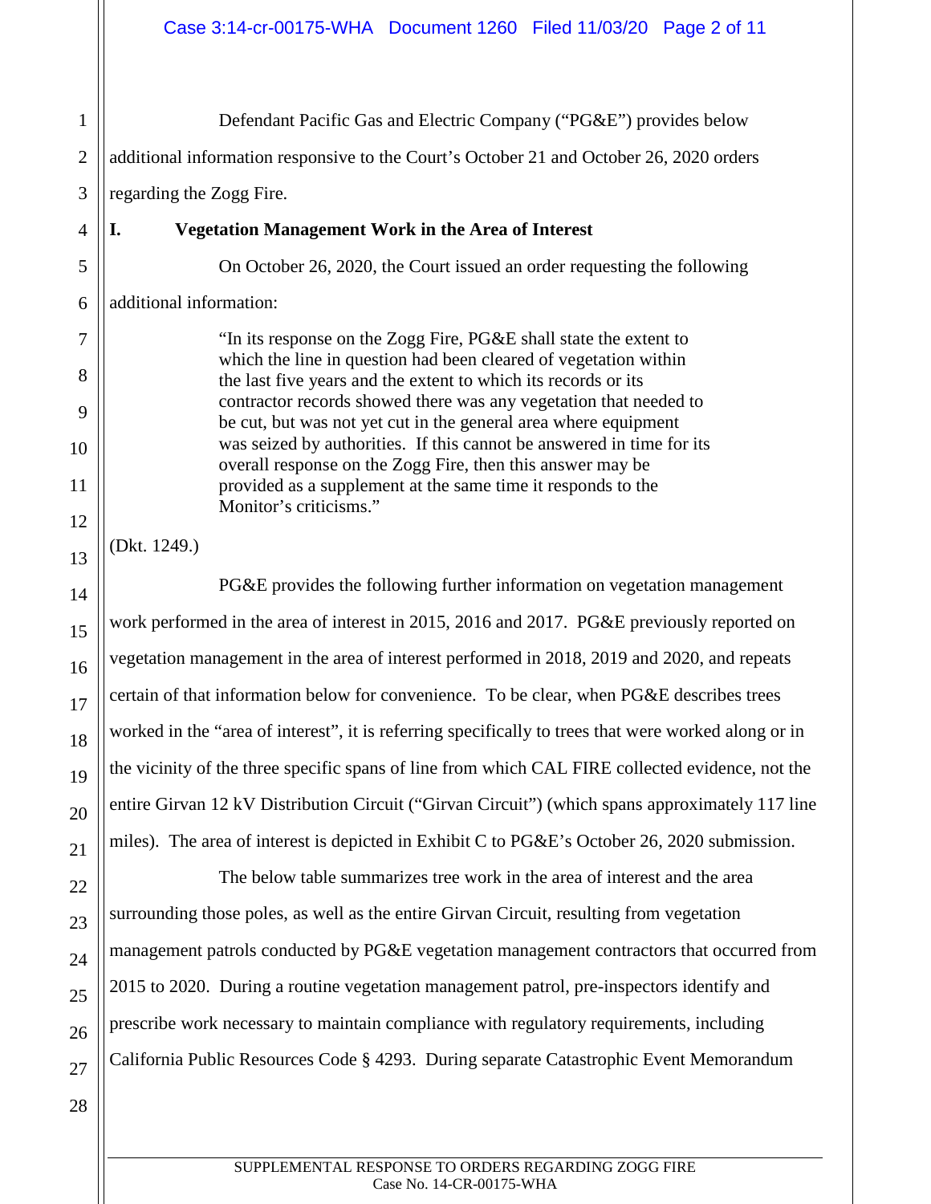Defendant Pacific Gas and Electric Company ("PG&E") provides below additional information responsive to the Court's October 21 and October 26, 2020 orders regarding the Zogg Fire.

## I. Vegetation Management Work in the Area of Interest

On October 26, 2020, the Court issued an order requesting the following additional information:

> "In its response on the Zogg Fire, PG&E shall state the extent to which the line in question had been cleared of vegetation within the last five years and the extent to which its records or its contractor records showed there was any vegetation that needed to be cut, but was not yet cut in the general area where equipment was seized by authorities. If this cannot be answered in time for its overall response on the Zogg Fire, then this answer may be provided as a supplement at the same time it responds to the Monitor's criticisms."

(Dkt. 1249.)

PG&E provides the following further information on vegetation management work performed in the area of interest in 2015, 2016 and 2017. PG&E previously reported on vegetation management in the area of interest performed in 2018, 2019 and 2020, and repeats certain of that information below for convenience. To be clear, when PG&E describes trees worked in the "area of interest", it is referring specifically to trees that were worked along or in the vicinity of the three specific spans of line from which CAL FIRE collected evidence, not the entire Girvan 12 kV Distribution Circuit ("Girvan Circuit") (which spans approximately 117 line miles). The area of interest is depicted in Exhibit C to PG&E's October 26, 2020 submission.

The below table summarizes tree work in the area of interest and the area surrounding those poles, as well as the entire Girvan Circuit, resulting from vegetation management patrols conducted by PG&E vegetation management contractors that occurred from 2015 to 2020. During a routine vegetation management patrol, pre-inspectors identify and prescribe work necessary to maintain compliance with regulatory requirements, including California Public Resources Code § 4293. During separate Catastrophic Event Memorandum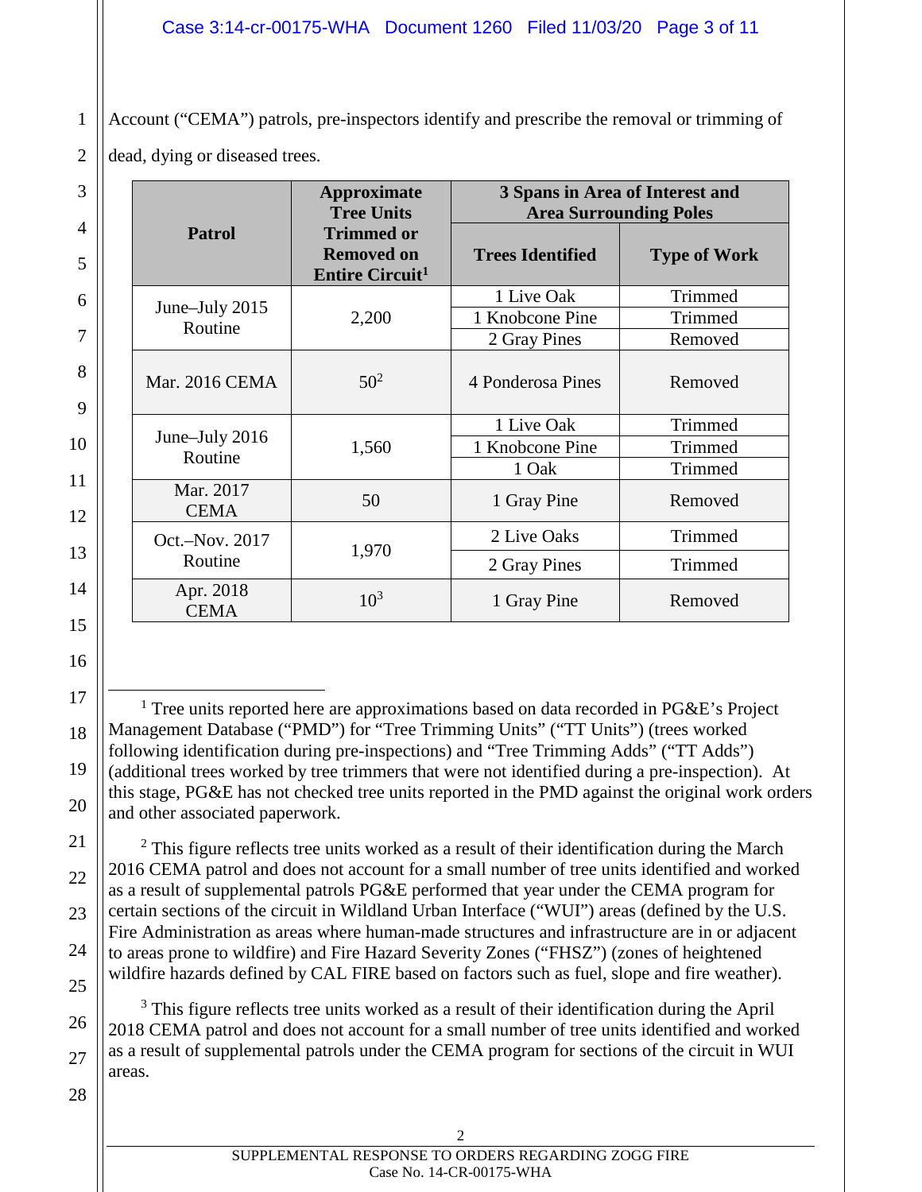Account ("CEMA") patrols, pre-inspectors identify and prescribe the removal or trimming of dead, dying or diseased trees.

| Patrol | Approximate Tree Units Trimmed or Removed on Entire Circuit[1] | 3 Spans in Area of Interest and Area Surrounding Poles | |
|---|---|---|---|
| | | **Trees Identified** | **Type of Work** |
| June–July 2015 Routine | 2,200 | 1 Live Oak | Trimmed |
| | | 1 Knobcone Pine | Trimmed |
| | | 2 Gray Pines | Removed |
| Mar. 2016 CEMA | 50[2] | 4 Ponderosa Pines | Removed |
| June–July 2016 Routine | 1,560 | 1 Live Oak | Trimmed |
| | | 1 Knobcone Pine | Trimmed |
| | | 1 Oak | Trimmed |
| Mar. 2017 CEMA | 50 | 1 Gray Pine | Removed |
| Oct.–Nov. 2017 Routine | 1,970 | 2 Live Oaks | Trimmed |
| | | 2 Gray Pines | Trimmed |
| Apr. 2018 CEMA | 10[3] | 1 Gray Pine | Removed |

[1] Tree units reported here are approximations based on data recorded in PG&E's Project Management Database ("PMD") for "Tree Trimming Units" ("TT Units") (trees worked following identification during pre-inspections) and "Tree Trimming Adds" ("TT Adds") (additional trees worked by tree trimmers that were not identified during a pre-inspection). At this stage, PG&E has not checked tree units reported in the PMD against the original work orders and other associated paperwork.

[2] This figure reflects tree units worked as a result of their identification during the March 2016 CEMA patrol and does not account for a small number of tree units identified and worked as a result of supplemental patrols PG&E performed that year under the CEMA program for certain sections of the circuit in Wildland Urban Interface ("WUI") areas (defined by the U.S. Fire Administration as areas where human-made structures and infrastructure are in or adjacent to areas prone to wildfire) and Fire Hazard Severity Zones ("FHSZ") (zones of heightened wildfire hazards defined by CAL FIRE based on factors such as fuel, slope and fire weather).

[3] This figure reflects tree units worked as a result of their identification during the April 2018 CEMA patrol and does not account for a small number of tree units identified and worked as a result of supplemental patrols under the CEMA program for sections of the circuit in WUI areas.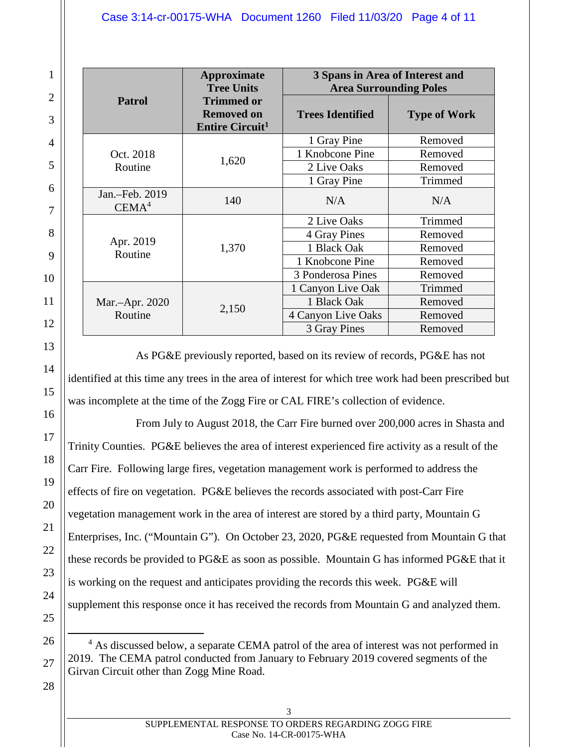| Patrol | Approximate Tree Units Trimmed or Removed on Entire Circuit[1] | 3 Spans in Area of Interest and Area Surrounding Poles | |
|---|---|---|---|
| | | Trees Identified | Type of Work |
| Oct. 2018 Routine | 1,620 | 1 Gray Pine | Removed |
| | | 1 Knobcone Pine | Removed |
| | | 2 Live Oaks | Removed |
| | | 1 Gray Pine | Trimmed |
| Jan.–Feb. 2019 CEMA[4] | 140 | N/A | N/A |
| Apr. 2019 Routine | 1,370 | 2 Live Oaks | Trimmed |
| | | 4 Gray Pines | Removed |
| | | 1 Black Oak | Removed |
| | | 1 Knobcone Pine | Removed |
| | | 3 Ponderosa Pines | Removed |
| Mar.–Apr. 2020 Routine | 2,150 | 1 Canyon Live Oak | Trimmed |
| | | 1 Black Oak | Removed |
| | | 4 Canyon Live Oaks | Removed |
| | | 3 Gray Pines | Removed |

As PG&E previously reported, based on its review of records, PG&E has not identified at this time any trees in the area of interest for which tree work had been prescribed but was incomplete at the time of the Zogg Fire or CAL FIRE's collection of evidence.

From July to August 2018, the Carr Fire burned over 200,000 acres in Shasta and Trinity Counties. PG&E believes the area of interest experienced fire activity as a result of the Carr Fire. Following large fires, vegetation management work is performed to address the effects of fire on vegetation. PG&E believes the records associated with post-Carr Fire vegetation management work in the area of interest are stored by a third party, Mountain G Enterprises, Inc. ("Mountain G"). On October 23, 2020, PG&E requested from Mountain G that these records be provided to PG&E as soon as possible. Mountain G has informed PG&E that it is working on the request and anticipates providing the records this week. PG&E will supplement this response once it has received the records from Mountain G and analyzed them.

[4] As discussed below, a separate CEMA patrol of the area of interest was not performed in 2019. The CEMA patrol conducted from January to February 2019 covered segments of the Girvan Circuit other than Zogg Mine Road.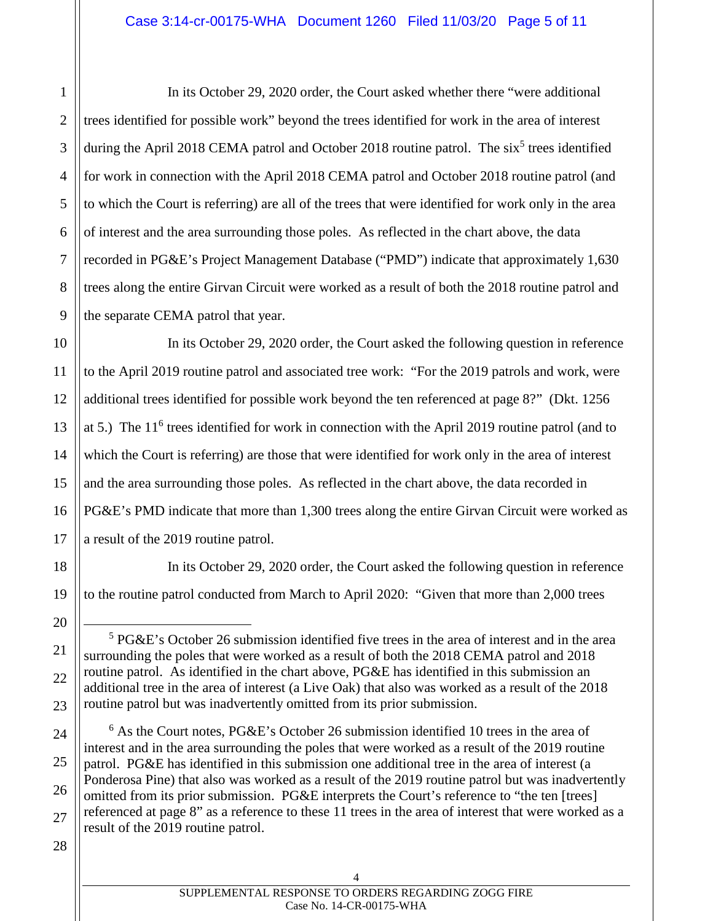In its October 29, 2020 order, the Court asked whether there "were additional trees identified for possible work" beyond the trees identified for work in the area of interest during the April 2018 CEMA patrol and October 2018 routine patrol. The six[5] trees identified for work in connection with the April 2018 CEMA patrol and October 2018 routine patrol (and to which the Court is referring) are all of the trees that were identified for work only in the area of interest and the area surrounding those poles. As reflected in the chart above, the data recorded in PG&E's Project Management Database ("PMD") indicate that approximately 1,630 trees along the entire Girvan Circuit were worked as a result of both the 2018 routine patrol and the separate CEMA patrol that year.

In its October 29, 2020 order, the Court asked the following question in reference to the April 2019 routine patrol and associated tree work: "For the 2019 patrols and work, were additional trees identified for possible work beyond the ten referenced at page 8?" (Dkt. 1256 at 5.) The 11[6] trees identified for work in connection with the April 2019 routine patrol (and to which the Court is referring) are those that were identified for work only in the area of interest and the area surrounding those poles. As reflected in the chart above, the data recorded in PG&E's PMD indicate that more than 1,300 trees along the entire Girvan Circuit were worked as a result of the 2019 routine patrol.

In its October 29, 2020 order, the Court asked the following question in reference to the routine patrol conducted from March to April 2020: "Given that more than 2,000 trees

---

[5] PG&E's October 26 submission identified five trees in the area of interest and in the area surrounding the poles that were worked as a result of both the 2018 CEMA patrol and 2018 routine patrol. As identified in the chart above, PG&E has identified in this submission an additional tree in the area of interest (a Live Oak) that also was worked as a result of the 2018 routine patrol but was inadvertently omitted from its prior submission.

[6] As the Court notes, PG&E's October 26 submission identified 10 trees in the area of interest and in the area surrounding the poles that were worked as a result of the 2019 routine patrol. PG&E has identified in this submission one additional tree in the area of interest (a Ponderosa Pine) that also was worked as a result of the 2019 routine patrol but was inadvertently omitted from its prior submission. PG&E interprets the Court's reference to "the ten [trees] referenced at page 8" as a reference to these 11 trees in the area of interest that were worked as a result of the 2019 routine patrol.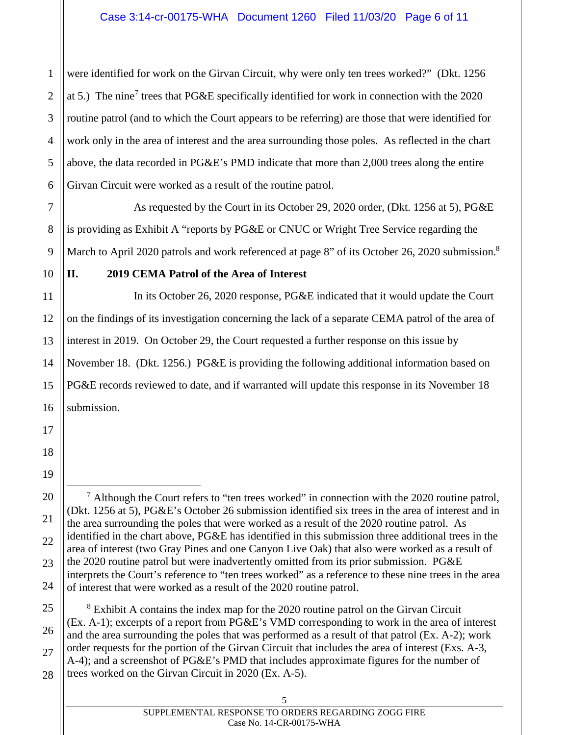were identified for work on the Girvan Circuit, why were only ten trees worked?" (Dkt. 1256 at 5.) The nine[7] trees that PG&E specifically identified for work in connection with the 2020 routine patrol (and to which the Court appears to be referring) are those that were identified for work only in the area of interest and the area surrounding those poles. As reflected in the chart above, the data recorded in PG&E's PMD indicate that more than 2,000 trees along the entire Girvan Circuit were worked as a result of the routine patrol.

As requested by the Court in its October 29, 2020 order, (Dkt. 1256 at 5), PG&E is providing as Exhibit A "reports by PG&E or CNUC or Wright Tree Service regarding the March to April 2020 patrols and work referenced at page 8" of its October 26, 2020 submission.[8]

## II. 2019 CEMA Patrol of the Area of Interest

In its October 26, 2020 response, PG&E indicated that it would update the Court on the findings of its investigation concerning the lack of a separate CEMA patrol of the area of interest in 2019. On October 29, the Court requested a further response on this issue by November 18. (Dkt. 1256.) PG&E is providing the following additional information based on PG&E records reviewed to date, and if warranted will update this response in its November 18 submission.

---

[7] Although the Court refers to "ten trees worked" in connection with the 2020 routine patrol, (Dkt. 1256 at 5), PG&E's October 26 submission identified six trees in the area of interest and in the area surrounding the poles that were worked as a result of the 2020 routine patrol. As identified in the chart above, PG&E has identified in this submission three additional trees in the area of interest (two Gray Pines and one Canyon Live Oak) that also were worked as a result of the 2020 routine patrol but were inadvertently omitted from its prior submission. PG&E interprets the Court's reference to "ten trees worked" as a reference to these nine trees in the area of interest that were worked as a result of the 2020 routine patrol.

[8] Exhibit A contains the index map for the 2020 routine patrol on the Girvan Circuit (Ex. A-1); excerpts of a report from PG&E's VMD corresponding to work in the area of interest and the area surrounding the poles that was performed as a result of that patrol (Ex. A-2); work order requests for the portion of the Girvan Circuit that includes the area of interest (Exs. A-3, A-4); and a screenshot of PG&E's PMD that includes approximate figures for the number of trees worked on the Girvan Circuit in 2020 (Ex. A-5).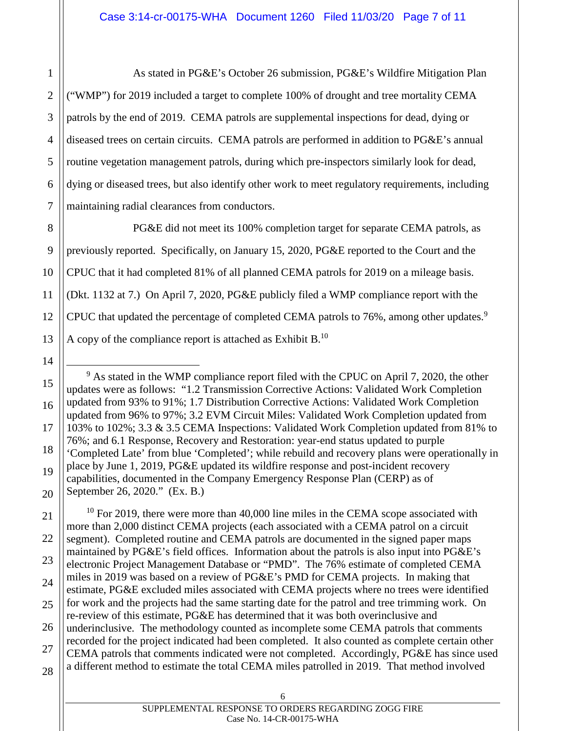As stated in PG&E's October 26 submission, PG&E's Wildfire Mitigation Plan ("WMP") for 2019 included a target to complete 100% of drought and tree mortality CEMA patrols by the end of 2019. CEMA patrols are supplemental inspections for dead, dying or diseased trees on certain circuits. CEMA patrols are performed in addition to PG&E's annual routine vegetation management patrols, during which pre-inspectors similarly look for dead, dying or diseased trees, but also identify other work to meet regulatory requirements, including maintaining radial clearances from conductors.

PG&E did not meet its 100% completion target for separate CEMA patrols, as previously reported. Specifically, on January 15, 2020, PG&E reported to the Court and the CPUC that it had completed 81% of all planned CEMA patrols for 2019 on a mileage basis. (Dkt. 1132 at 7.) On April 7, 2020, PG&E publicly filed a WMP compliance report with the CPUC that updated the percentage of completed CEMA patrols to 76%, among other updates.[9] A copy of the compliance report is attached as Exhibit B.[10]

---

[9] As stated in the WMP compliance report filed with the CPUC on April 7, 2020, the other updates were as follows: "1.2 Transmission Corrective Actions: Validated Work Completion updated from 93% to 91%; 1.7 Distribution Corrective Actions: Validated Work Completion updated from 96% to 97%; 3.2 EVM Circuit Miles: Validated Work Completion updated from 103% to 102%; 3.3 & 3.5 CEMA Inspections: Validated Work Completion updated from 81% to 76%; and 6.1 Response, Recovery and Restoration: year-end status updated to purple 'Completed Late' from blue 'Completed'; while rebuild and recovery plans were operationally in place by June 1, 2019, PG&E updated its wildfire response and post-incident recovery capabilities, documented in the Company Emergency Response Plan (CERP) as of September 26, 2020." (Ex. B.)

[10] For 2019, there were more than 40,000 line miles in the CEMA scope associated with more than 2,000 distinct CEMA projects (each associated with a CEMA patrol on a circuit segment). Completed routine and CEMA patrols are documented in the signed paper maps maintained by PG&E's field offices. Information about the patrols is also input into PG&E's electronic Project Management Database or "PMD". The 76% estimate of completed CEMA miles in 2019 was based on a review of PG&E's PMD for CEMA projects. In making that estimate, PG&E excluded miles associated with CEMA projects where no trees were identified for work and the projects had the same starting date for the patrol and tree trimming work. On re-review of this estimate, PG&E has determined that it was both overinclusive and underinclusive. The methodology counted as incomplete some CEMA patrols that comments recorded for the project indicated had been completed. It also counted as complete certain other CEMA patrols that comments indicated were not completed. Accordingly, PG&E has since used a different method to estimate the total CEMA miles patrolled in 2019. That method involved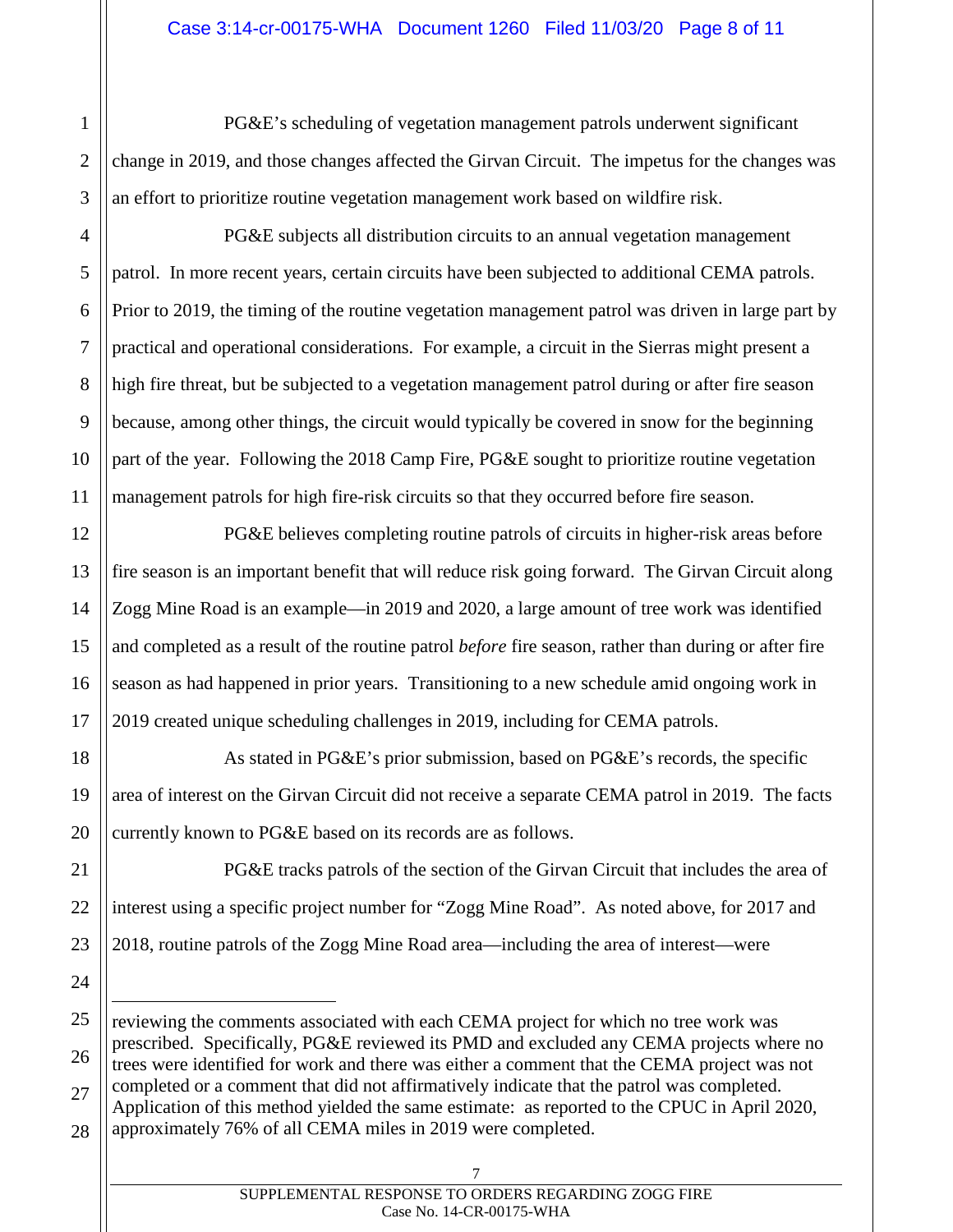PG&E's scheduling of vegetation management patrols underwent significant change in 2019, and those changes affected the Girvan Circuit. The impetus for the changes was an effort to prioritize routine vegetation management work based on wildfire risk.

PG&E subjects all distribution circuits to an annual vegetation management patrol. In more recent years, certain circuits have been subjected to additional CEMA patrols. Prior to 2019, the timing of the routine vegetation management patrol was driven in large part by practical and operational considerations. For example, a circuit in the Sierras might present a high fire threat, but be subjected to a vegetation management patrol during or after fire season because, among other things, the circuit would typically be covered in snow for the beginning part of the year. Following the 2018 Camp Fire, PG&E sought to prioritize routine vegetation management patrols for high fire-risk circuits so that they occurred before fire season.

PG&E believes completing routine patrols of circuits in higher-risk areas before fire season is an important benefit that will reduce risk going forward. The Girvan Circuit along Zogg Mine Road is an example—in 2019 and 2020, a large amount of tree work was identified and completed as a result of the routine patrol *before* fire season, rather than during or after fire season as had happened in prior years. Transitioning to a new schedule amid ongoing work in 2019 created unique scheduling challenges in 2019, including for CEMA patrols.

As stated in PG&E's prior submission, based on PG&E's records, the specific area of interest on the Girvan Circuit did not receive a separate CEMA patrol in 2019. The facts currently known to PG&E based on its records are as follows.

PG&E tracks patrols of the section of the Girvan Circuit that includes the area of interest using a specific project number for "Zogg Mine Road". As noted above, for 2017 and 2018, routine patrols of the Zogg Mine Road area—including the area of interest—were

---

reviewing the comments associated with each CEMA project for which no tree work was prescribed. Specifically, PG&E reviewed its PMD and excluded any CEMA projects where no trees were identified for work and there was either a comment that the CEMA project was not completed or a comment that did not affirmatively indicate that the patrol was completed. Application of this method yielded the same estimate: as reported to the CPUC in April 2020, approximately 76% of all CEMA miles in 2019 were completed.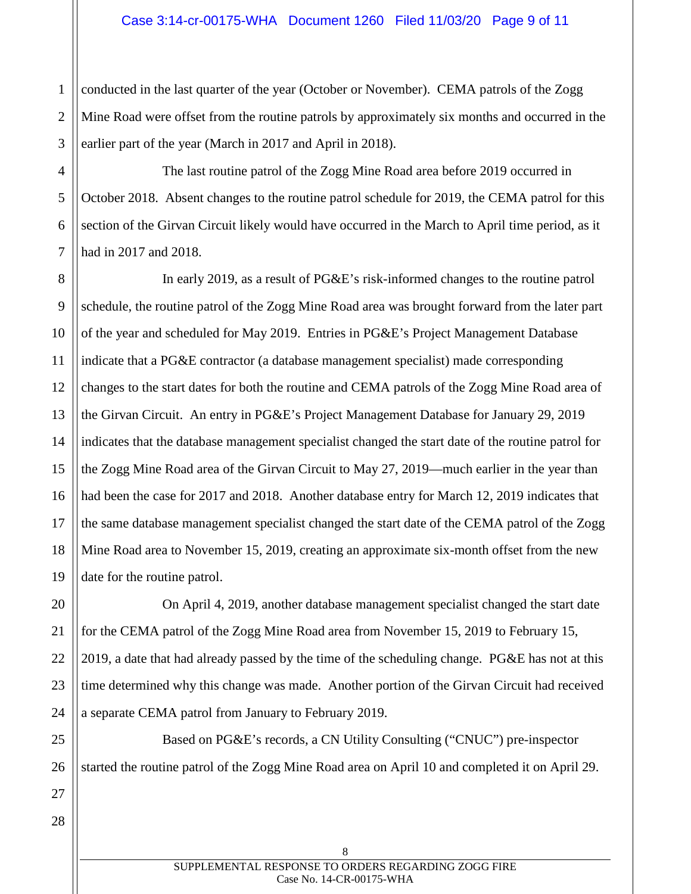conducted in the last quarter of the year (October or November). CEMA patrols of the Zogg Mine Road were offset from the routine patrols by approximately six months and occurred in the earlier part of the year (March in 2017 and April in 2018).

The last routine patrol of the Zogg Mine Road area before 2019 occurred in October 2018. Absent changes to the routine patrol schedule for 2019, the CEMA patrol for this section of the Girvan Circuit likely would have occurred in the March to April time period, as it had in 2017 and 2018.

In early 2019, as a result of PG&E's risk-informed changes to the routine patrol schedule, the routine patrol of the Zogg Mine Road area was brought forward from the later part of the year and scheduled for May 2019. Entries in PG&E's Project Management Database indicate that a PG&E contractor (a database management specialist) made corresponding changes to the start dates for both the routine and CEMA patrols of the Zogg Mine Road area of the Girvan Circuit. An entry in PG&E's Project Management Database for January 29, 2019 indicates that the database management specialist changed the start date of the routine patrol for the Zogg Mine Road area of the Girvan Circuit to May 27, 2019—much earlier in the year than had been the case for 2017 and 2018. Another database entry for March 12, 2019 indicates that the same database management specialist changed the start date of the CEMA patrol of the Zogg Mine Road area to November 15, 2019, creating an approximate six-month offset from the new date for the routine patrol.

On April 4, 2019, another database management specialist changed the start date for the CEMA patrol of the Zogg Mine Road area from November 15, 2019 to February 15, 2019, a date that had already passed by the time of the scheduling change. PG&E has not at this time determined why this change was made. Another portion of the Girvan Circuit had received a separate CEMA patrol from January to February 2019.

Based on PG&E's records, a CN Utility Consulting ("CNUC") pre-inspector started the routine patrol of the Zogg Mine Road area on April 10 and completed it on April 29.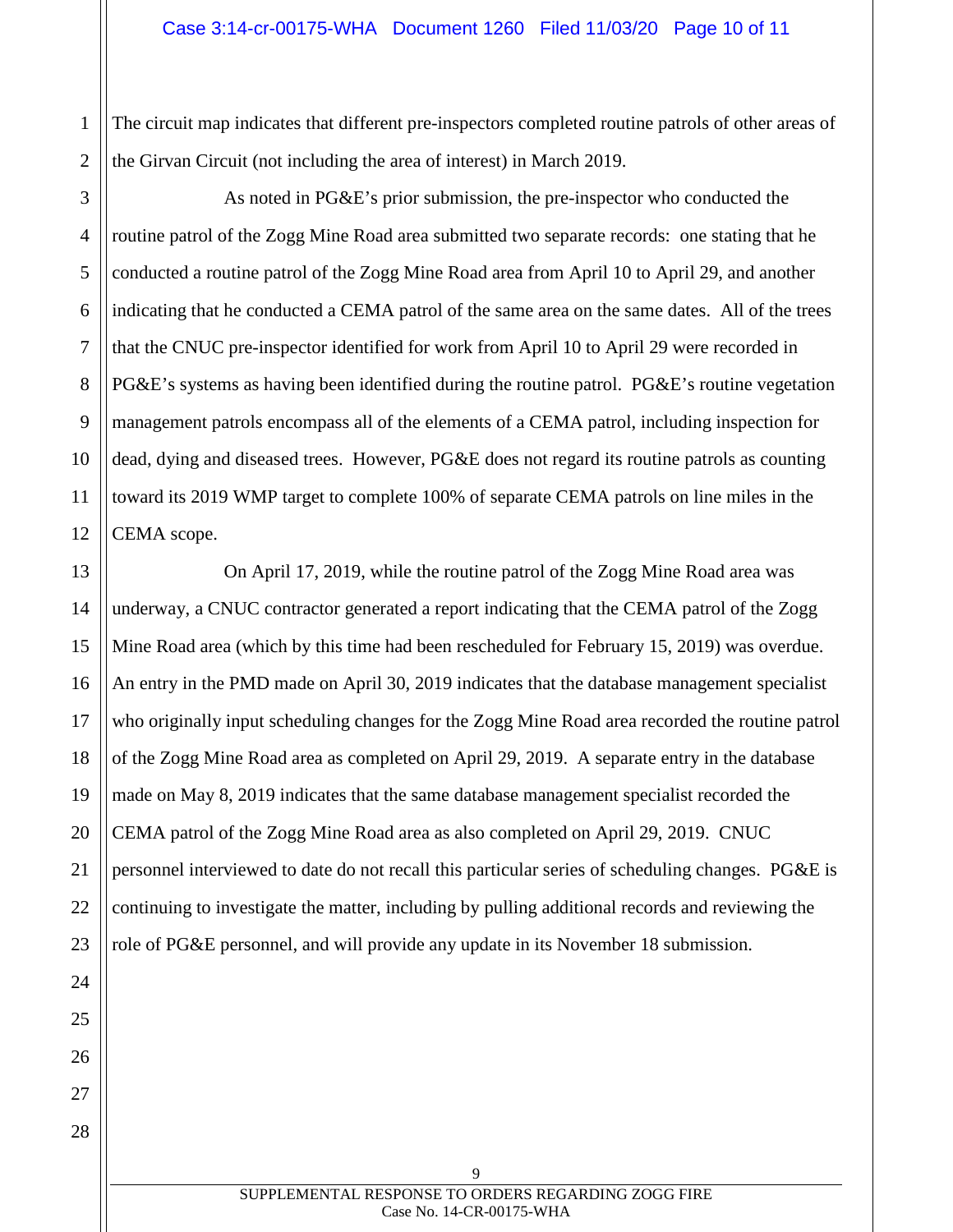The circuit map indicates that different pre-inspectors completed routine patrols of other areas of the Girvan Circuit (not including the area of interest) in March 2019.

As noted in PG&E's prior submission, the pre-inspector who conducted the routine patrol of the Zogg Mine Road area submitted two separate records: one stating that he conducted a routine patrol of the Zogg Mine Road area from April 10 to April 29, and another indicating that he conducted a CEMA patrol of the same area on the same dates. All of the trees that the CNUC pre-inspector identified for work from April 10 to April 29 were recorded in PG&E's systems as having been identified during the routine patrol. PG&E's routine vegetation management patrols encompass all of the elements of a CEMA patrol, including inspection for dead, dying and diseased trees. However, PG&E does not regard its routine patrols as counting toward its 2019 WMP target to complete 100% of separate CEMA patrols on line miles in the CEMA scope.

On April 17, 2019, while the routine patrol of the Zogg Mine Road area was underway, a CNUC contractor generated a report indicating that the CEMA patrol of the Zogg Mine Road area (which by this time had been rescheduled for February 15, 2019) was overdue. An entry in the PMD made on April 30, 2019 indicates that the database management specialist who originally input scheduling changes for the Zogg Mine Road area recorded the routine patrol of the Zogg Mine Road area as completed on April 29, 2019. A separate entry in the database made on May 8, 2019 indicates that the same database management specialist recorded the CEMA patrol of the Zogg Mine Road area as also completed on April 29, 2019. CNUC personnel interviewed to date do not recall this particular series of scheduling changes. PG&E is continuing to investigate the matter, including by pulling additional records and reviewing the role of PG&E personnel, and will provide any update in its November 18 submission.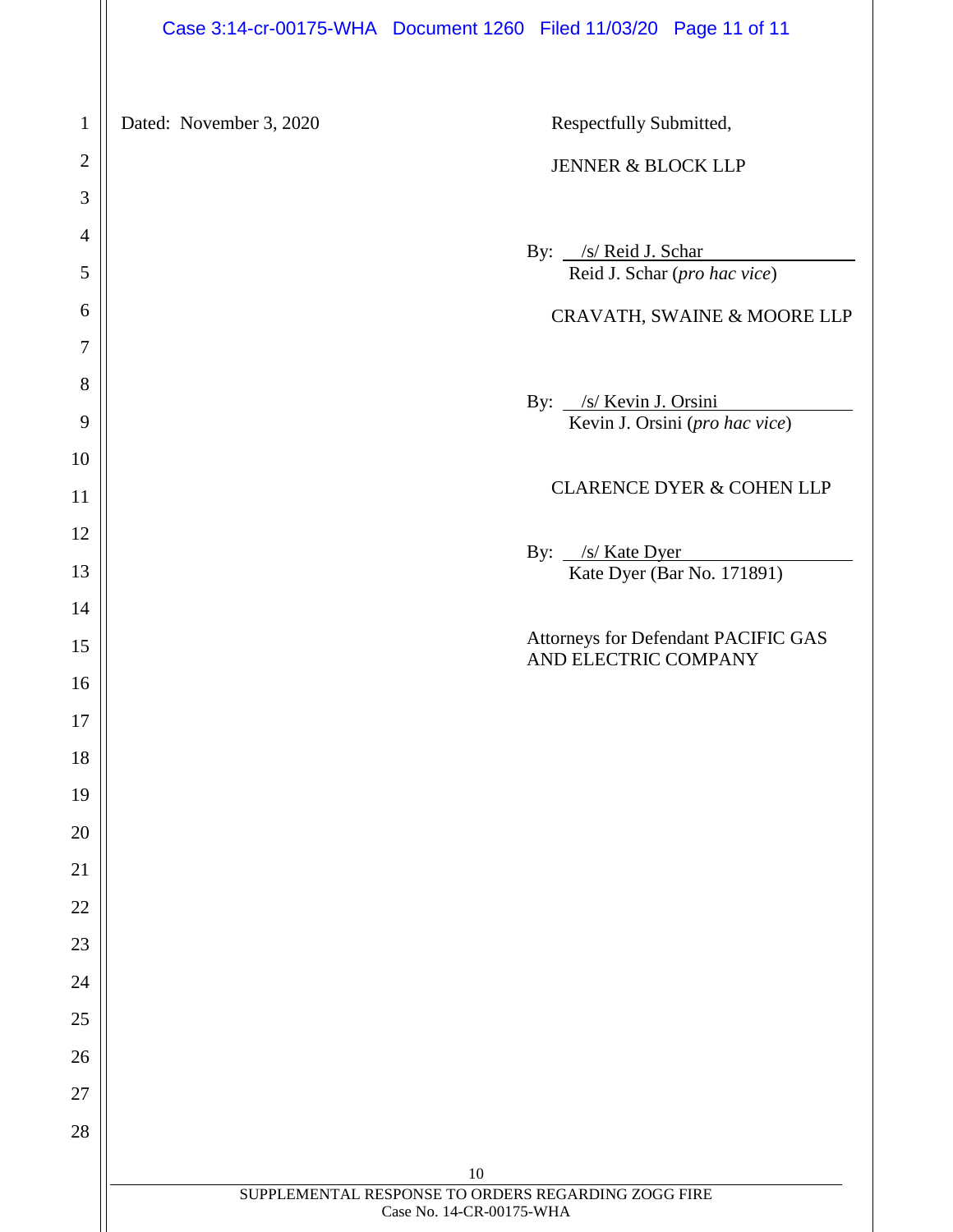Dated: November 3, 2020

Respectfully Submitted,

JENNER & BLOCK LLP

By: /s/ Reid J. Schar
Reid J. Schar (*pro hac vice*)

CRAVATH, SWAINE & MOORE LLP

By: /s/ Kevin J. Orsini
Kevin J. Orsini (*pro hac vice*)

CLARENCE DYER & COHEN LLP

By: /s/ Kate Dyer
Kate Dyer (Bar No. 171891)

Attorneys for Defendant PACIFIC GAS AND ELECTRIC COMPANY